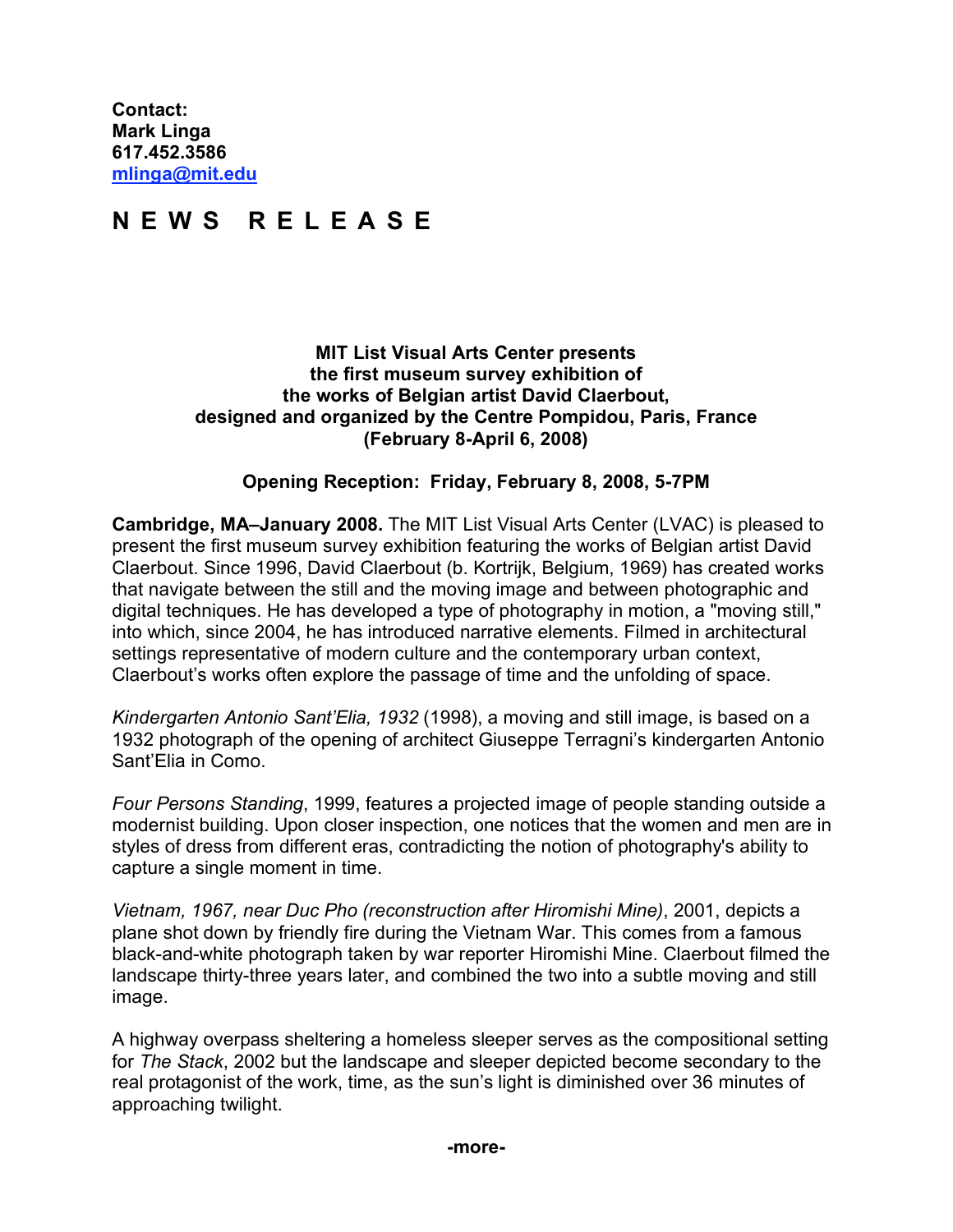**Contact:**
**Mark Linga**
**617.452.3586**
**[mlinga@mit.edu](mailto:mlinga@mit.edu)**

# N E W S  R E L E A S E

**MIT List Visual Arts Center presents**
**the first museum survey exhibition of**
**the works of Belgian artist David Claerbout,**
**designed and organized by the Centre Pompidou, Paris, France**
**(February 8-April 6, 2008)**

**Opening Reception: Friday, February 8, 2008, 5-7PM**

**Cambridge, MA–January 2008.** The MIT List Visual Arts Center (LVAC) is pleased to present the first museum survey exhibition featuring the works of Belgian artist David Claerbout. Since 1996, David Claerbout (b. Kortrijk, Belgium, 1969) has created works that navigate between the still and the moving image and between photographic and digital techniques. He has developed a type of photography in motion, a "moving still," into which, since 2004, he has introduced narrative elements. Filmed in architectural settings representative of modern culture and the contemporary urban context, Claerbout's works often explore the passage of time and the unfolding of space.

*Kindergarten Antonio Sant'Elia, 1932* (1998), a moving and still image, is based on a 1932 photograph of the opening of architect Giuseppe Terragni's kindergarten Antonio Sant'Elia in Como.

*Four Persons Standing*, 1999, features a projected image of people standing outside a modernist building. Upon closer inspection, one notices that the women and men are in styles of dress from different eras, contradicting the notion of photography's ability to capture a single moment in time.

*Vietnam, 1967, near Duc Pho (reconstruction after Hiromishi Mine)*, 2001, depicts a plane shot down by friendly fire during the Vietnam War. This comes from a famous black-and-white photograph taken by war reporter Hiromishi Mine. Claerbout filmed the landscape thirty-three years later, and combined the two into a subtle moving and still image.

A highway overpass sheltering a homeless sleeper serves as the compositional setting for *The Stack*, 2002 but the landscape and sleeper depicted become secondary to the real protagonist of the work, time, as the sun's light is diminished over 36 minutes of approaching twilight.

**-more-**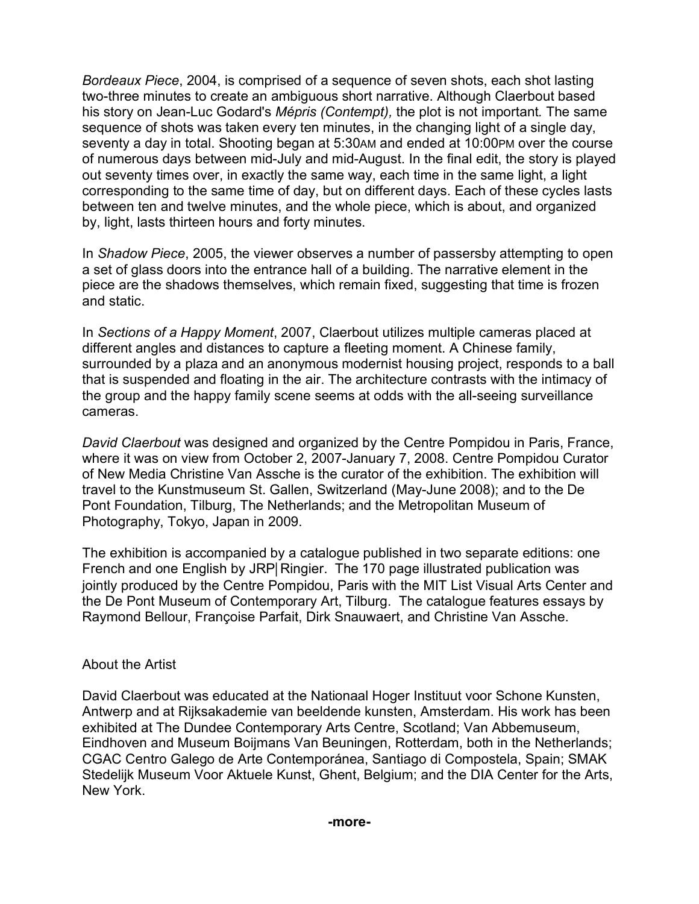*Bordeaux Piece*, 2004, is comprised of a sequence of seven shots, each shot lasting two-three minutes to create an ambiguous short narrative. Although Claerbout based his story on Jean-Luc Godard's *Mépris (Contempt),* the plot is not important. The same sequence of shots was taken every ten minutes, in the changing light of a single day, seventy a day in total. Shooting began at 5:30AM and ended at 10:00PM over the course of numerous days between mid-July and mid-August. In the final edit, the story is played out seventy times over, in exactly the same way, each time in the same light, a light corresponding to the same time of day, but on different days. Each of these cycles lasts between ten and twelve minutes, and the whole piece, which is about, and organized by, light, lasts thirteen hours and forty minutes.

In *Shadow Piece*, 2005, the viewer observes a number of passersby attempting to open a set of glass doors into the entrance hall of a building. The narrative element in the piece are the shadows themselves, which remain fixed, suggesting that time is frozen and static.

In *Sections of a Happy Moment*, 2007, Claerbout utilizes multiple cameras placed at different angles and distances to capture a fleeting moment. A Chinese family, surrounded by a plaza and an anonymous modernist housing project, responds to a ball that is suspended and floating in the air. The architecture contrasts with the intimacy of the group and the happy family scene seems at odds with the all-seeing surveillance cameras.

*David Claerbout* was designed and organized by the Centre Pompidou in Paris, France, where it was on view from October 2, 2007-January 7, 2008. Centre Pompidou Curator of New Media Christine Van Assche is the curator of the exhibition. The exhibition will travel to the Kunstmuseum St. Gallen, Switzerland (May-June 2008); and to the De Pont Foundation, Tilburg, The Netherlands; and the Metropolitan Museum of Photography, Tokyo, Japan in 2009.

The exhibition is accompanied by a catalogue published in two separate editions: one French and one English by JRP|Ringier. The 170 page illustrated publication was jointly produced by the Centre Pompidou, Paris with the MIT List Visual Arts Center and the De Pont Museum of Contemporary Art, Tilburg. The catalogue features essays by Raymond Bellour, Françoise Parfait, Dirk Snauwaert, and Christine Van Assche.

## About the Artist

David Claerbout was educated at the Nationaal Hoger Instituut voor Schone Kunsten, Antwerp and at Rijksakademie van beeldende kunsten, Amsterdam. His work has been exhibited at The Dundee Contemporary Arts Centre, Scotland; Van Abbemuseum, Eindhoven and Museum Boijmans Van Beuningen, Rotterdam, both in the Netherlands; CGAC Centro Galego de Arte Contemporánea, Santiago di Compostela, Spain; SMAK Stedelijk Museum Voor Aktuele Kunst, Ghent, Belgium; and the DIA Center for the Arts, New York.

**-more-**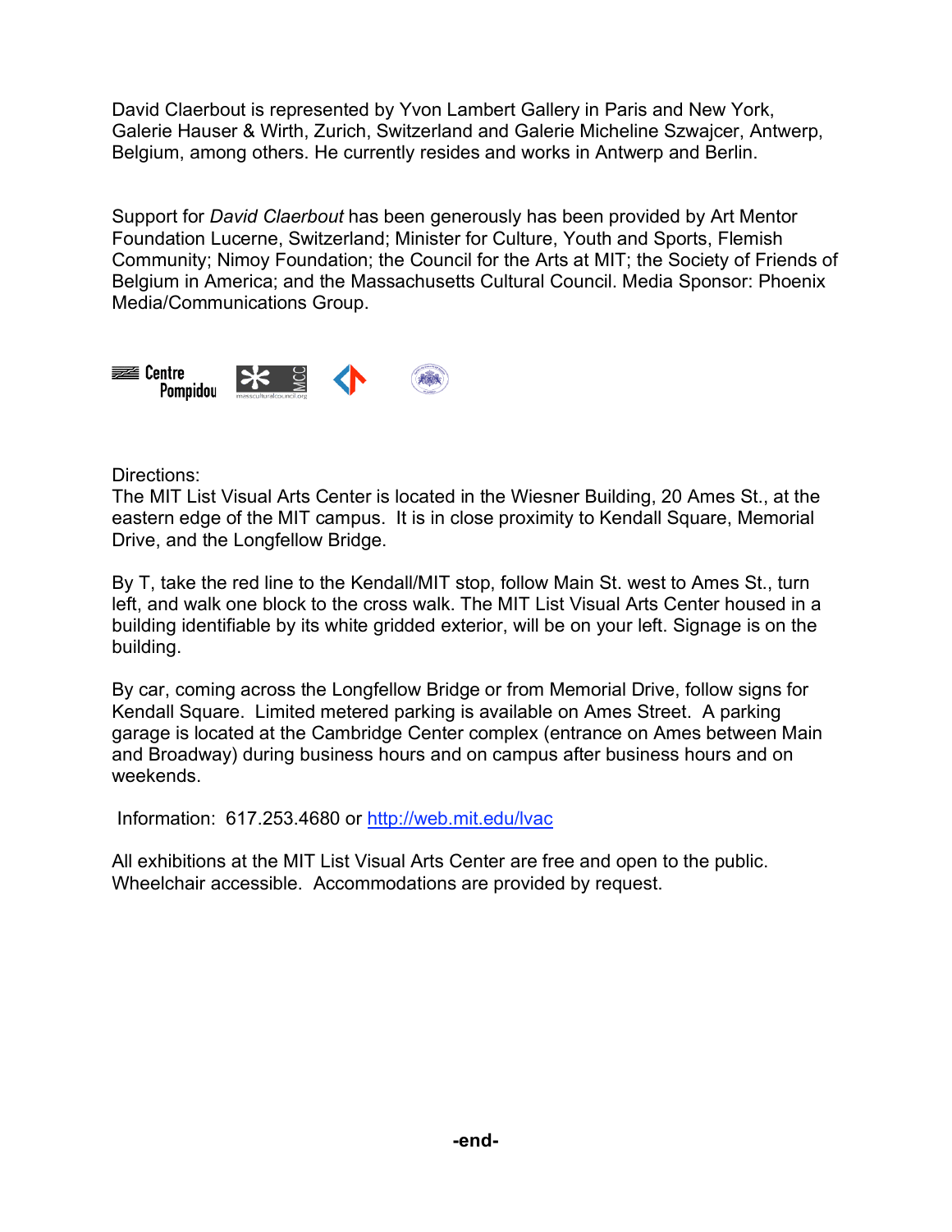David Claerbout is represented by Yvon Lambert Gallery in Paris and New York, Galerie Hauser & Wirth, Zurich, Switzerland and Galerie Micheline Szwajcer, Antwerp, Belgium, among others. He currently resides and works in Antwerp and Berlin.

Support for *David Claerbout* has been generously has been provided by Art Mentor Foundation Lucerne, Switzerland; Minister for Culture, Youth and Sports, Flemish Community; Nimoy Foundation; the Council for the Arts at MIT; the Society of Friends of Belgium in America; and the Massachusetts Cultural Council. Media Sponsor: Phoenix Media/Communications Group.

Directions:
The MIT List Visual Arts Center is located in the Wiesner Building, 20 Ames St., at the eastern edge of the MIT campus. It is in close proximity to Kendall Square, Memorial Drive, and the Longfellow Bridge.

By T, take the red line to the Kendall/MIT stop, follow Main St. west to Ames St., turn left, and walk one block to the cross walk. The MIT List Visual Arts Center housed in a building identifiable by its white gridded exterior, will be on your left. Signage is on the building.

By car, coming across the Longfellow Bridge or from Memorial Drive, follow signs for Kendall Square. Limited metered parking is available on Ames Street. A parking garage is located at the Cambridge Center complex (entrance on Ames between Main and Broadway) during business hours and on campus after business hours and on weekends.

Information: 617.253.4680 or http://web.mit.edu/lvac

All exhibitions at the MIT List Visual Arts Center are free and open to the public. Wheelchair accessible. Accommodations are provided by request.

**-end-**